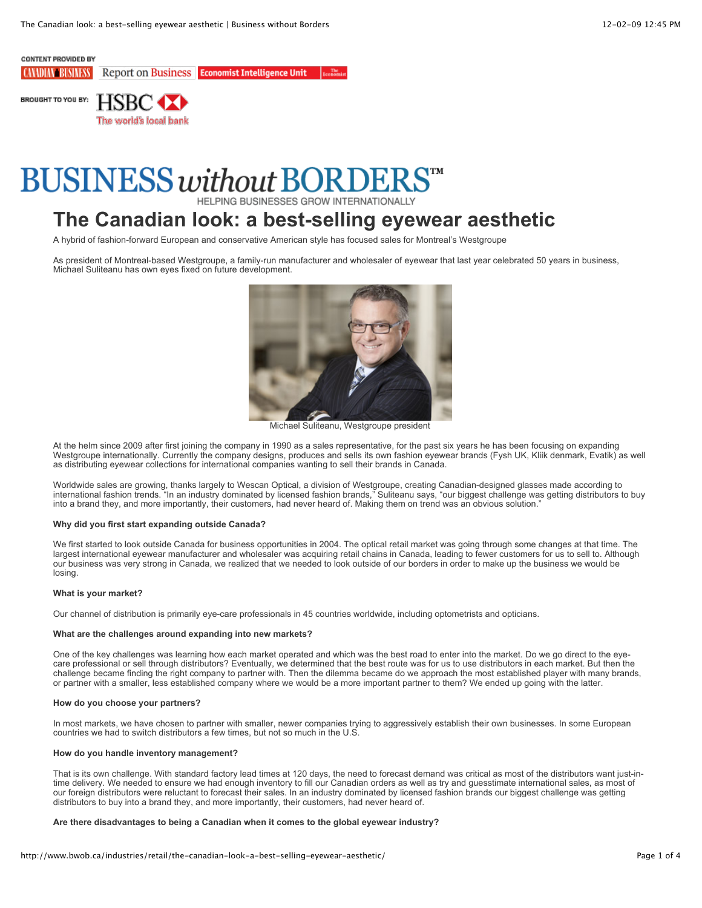CONTENT PROVIDED BY

CANADIAN BUSINESS | Report on Business | Economist Intelligence Unit | The Economist

BROUGHT TO YOU BY: HSBC The world's local bank

# BUSINESS without BORDERS™

HELPING BUSINESSES GROW INTERNATIONALLY

# The Canadian look: a best-selling eyewear aesthetic

A hybrid of fashion-forward European and conservative American style has focused sales for Montreal's Westgroupe

As president of Montreal-based Westgroupe, a family-run manufacturer and wholesaler of eyewear that last year celebrated 50 years in business, Michael Suliteanu has own eyes fixed on future development.

Michael Suliteanu, Westgroupe president

At the helm since 2009 after first joining the company in 1990 as a sales representative, for the past six years he has been focusing on expanding Westgroupe internationally. Currently the company designs, produces and sells its own fashion eyewear brands (Fysh UK, Kliik denmark, Evatik) as well as distributing eyewear collections for international companies wanting to sell their brands in Canada.

Worldwide sales are growing, thanks largely to Wescan Optical, a division of Westgroupe, creating Canadian-designed glasses made according to international fashion trends. "In an industry dominated by licensed fashion brands," Suliteanu says, "our biggest challenge was getting distributors to buy into a brand they, and more importantly, their customers, had never heard of. Making them on trend was an obvious solution."

**Why did you first start expanding outside Canada?**

We first started to look outside Canada for business opportunities in 2004. The optical retail market was going through some changes at that time. The largest international eyewear manufacturer and wholesaler was acquiring retail chains in Canada, leading to fewer customers for us to sell to. Although our business was very strong in Canada, we realized that we needed to look outside of our borders in order to make up the business we would be losing.

**What is your market?**

Our channel of distribution is primarily eye-care professionals in 45 countries worldwide, including optometrists and opticians.

**What are the challenges around expanding into new markets?**

One of the key challenges was learning how each market operated and which was the best road to enter into the market. Do we go direct to the eye-care professional or sell through distributors? Eventually, we determined that the best route was for us to use distributors in each market. But then the challenge became finding the right company to partner with. Then the dilemma became do we approach the most established player with many brands, or partner with a smaller, less established company where we would be a more important partner to them? We ended up going with the latter.

**How do you choose your partners?**

In most markets, we have chosen to partner with smaller, newer companies trying to aggressively establish their own businesses. In some European countries we had to switch distributors a few times, but not so much in the U.S.

**How do you handle inventory management?**

That is its own challenge. With standard factory lead times at 120 days, the need to forecast demand was critical as most of the distributors want just-in-time delivery. We needed to ensure we had enough inventory to fill our Canadian orders as well as try and guesstimate international sales, as most of our foreign distributors were reluctant to forecast their sales. In an industry dominated by licensed fashion brands our biggest challenge was getting distributors to buy into a brand they, and more importantly, their customers, had never heard of.

**Are there disadvantages to being a Canadian when it comes to the global eyewear industry?**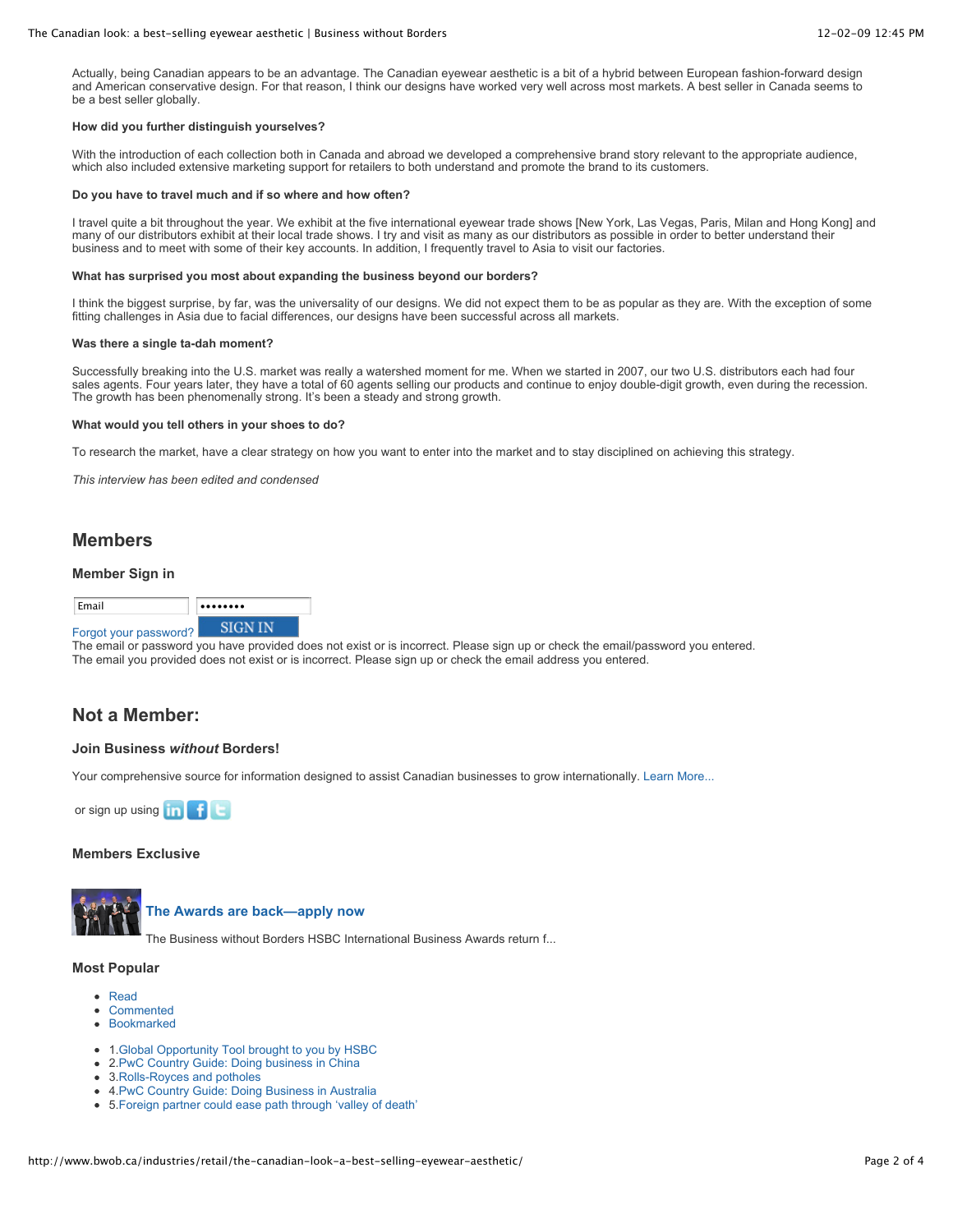Actually, being Canadian appears to be an advantage. The Canadian eyewear aesthetic is a bit of a hybrid between European fashion-forward design and American conservative design. For that reason, I think our designs have worked very well across most markets. A best seller in Canada seems to be a best seller globally.

**How did you further distinguish yourselves?**

With the introduction of each collection both in Canada and abroad we developed a comprehensive brand story relevant to the appropriate audience, which also included extensive marketing support for retailers to both understand and promote the brand to its customers.

**Do you have to travel much and if so where and how often?**

I travel quite a bit throughout the year. We exhibit at the five international eyewear trade shows [New York, Las Vegas, Paris, Milan and Hong Kong] and many of our distributors exhibit at their local trade shows. I try and visit as many as our distributors as possible in order to better understand their business and to meet with some of their key accounts. In addition, I frequently travel to Asia to visit our factories.

**What has surprised you most about expanding the business beyond our borders?**

I think the biggest surprise, by far, was the universality of our designs. We did not expect them to be as popular as they are. With the exception of some fitting challenges in Asia due to facial differences, our designs have been successful across all markets.

**Was there a single ta-dah moment?**

Successfully breaking into the U.S. market was really a watershed moment for me. When we started in 2007, our two U.S. distributors each had four sales agents. Four years later, they have a total of 60 agents selling our products and continue to enjoy double-digit growth, even during the recession. The growth has been phenomenally strong. It's been a steady and strong growth.

**What would you tell others in your shoes to do?**

To research the market, have a clear strategy on how you want to enter into the market and to stay disciplined on achieving this strategy.

*This interview has been edited and condensed*

## Members

### Member Sign in

Email ••••••••

Forgot your password? SIGN IN

The email or password you have provided does not exist or is incorrect. Please sign up or check the email/password you entered.
The email you provided does not exist or is incorrect. Please sign up or check the email address you entered.

## Not a Member:

### Join Business *without* Borders!

Your comprehensive source for information designed to assist Canadian businesses to grow internationally. Learn More...

or sign up using

### Members Exclusive

**The Awards are back—apply now**

The Business without Borders HSBC International Business Awards return f...

### Most Popular

- Read
- Commented
- Bookmarked

- 1.Global Opportunity Tool brought to you by HSBC
- 2.PwC Country Guide: Doing business in China
- 3.Rolls-Royces and potholes
- 4.PwC Country Guide: Doing Business in Australia
- 5.Foreign partner could ease path through 'valley of death'